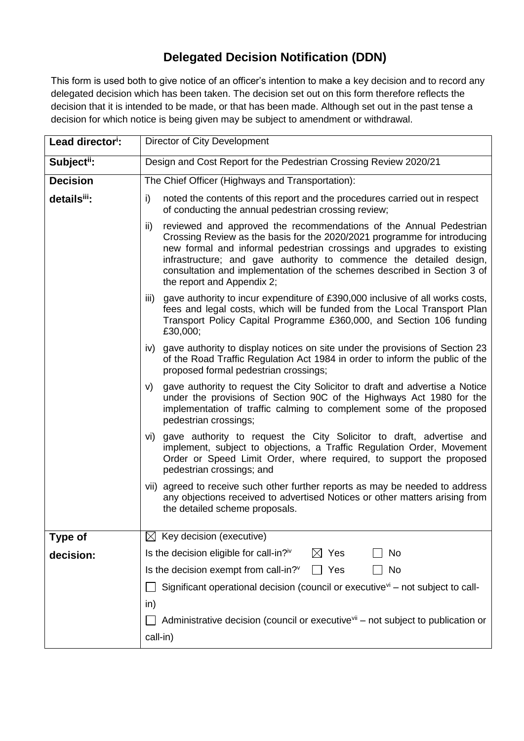# Delegated Decision Notification (DDN)

This form is used both to give notice of an officer's intention to make a key decision and to record any delegated decision which has been taken. The decision set out on this form therefore reflects the decision that it is intended to be made, or that has been made. Although set out in the past tense a decision for which notice is being given may be subject to amendment or withdrawal.

| | |
|---|---|
| **Lead director[i]:** | Director of City Development |
| **Subject[ii]:** | Design and Cost Report for the Pedestrian Crossing Review 2020/21 |
| **Decision details[iii]:** | The Chief Officer (Highways and Transportation):<br>i) noted the contents of this report and the procedures carried out in respect of conducting the annual pedestrian crossing review;<br>ii) reviewed and approved the recommendations of the Annual Pedestrian Crossing Review as the basis for the 2020/2021 programme for introducing new formal and informal pedestrian crossings and upgrades to existing infrastructure; and gave authority to commence the detailed design, consultation and implementation of the schemes described in Section 3 of the report and Appendix 2;<br>iii) gave authority to incur expenditure of £390,000 inclusive of all works costs, fees and legal costs, which will be funded from the Local Transport Plan Transport Policy Capital Programme £360,000, and Section 106 funding £30,000;<br>iv) gave authority to display notices on site under the provisions of Section 23 of the Road Traffic Regulation Act 1984 in order to inform the public of the proposed formal pedestrian crossings;<br>v) gave authority to request the City Solicitor to draft and advertise a Notice under the provisions of Section 90C of the Highways Act 1980 for the implementation of traffic calming to complement some of the proposed pedestrian crossings;<br>vi) gave authority to request the City Solicitor to draft, advertise and implement, subject to objections, a Traffic Regulation Order, Movement Order or Speed Limit Order, where required, to support the proposed pedestrian crossings; and<br>vii) agreed to receive such other further reports as may be needed to address any objections received to advertised Notices or other matters arising from the detailed scheme proposals. |
| **Type of decision:** | ☒ Key decision (executive)<br>Is the decision eligible for call-in?[iv] ☒ Yes ☐ No<br>Is the decision exempt from call-in?[v] ☐ Yes ☐ No<br>☐ Significant operational decision (council or executive[vi] – not subject to call-in)<br>☐ Administrative decision (council or executive[vii] – not subject to publication or call-in) |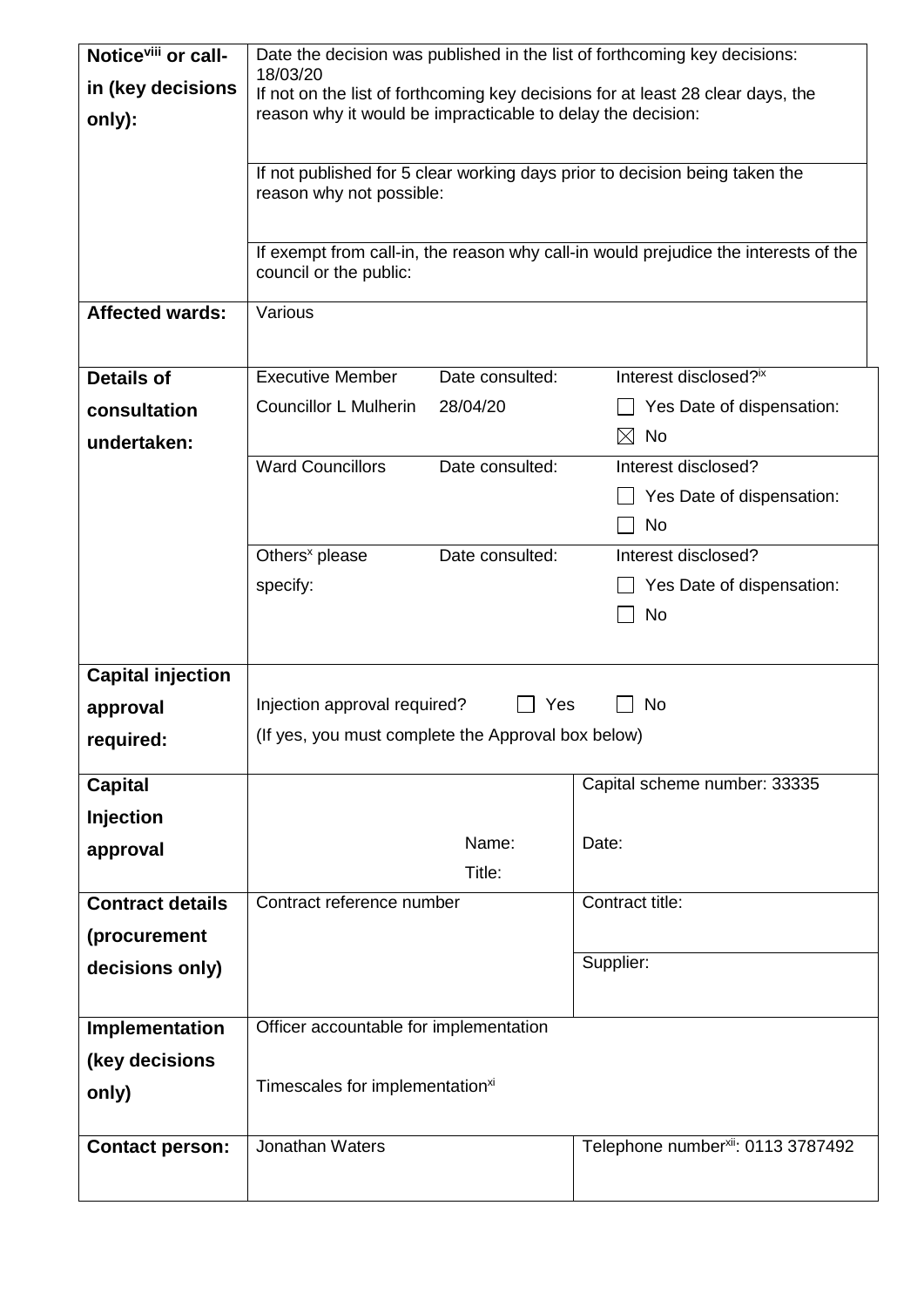| | | | |
|---|---|---|---|
| **Notice[viii] or call-in (key decisions only):** | Date the decision was published in the list of forthcoming key decisions: 18/03/20<br>If not on the list of forthcoming key decisions for at least 28 clear days, the reason why it would be impracticable to delay the decision: | | |
| | If not published for 5 clear working days prior to decision being taken the reason why not possible: | | |
| | If exempt from call-in, the reason why call-in would prejudice the interests of the council or the public: | | |
| **Affected wards:** | Various | | |
| **Details of consultation undertaken:** | Executive Member<br>Councillor L Mulherin | Date consulted:<br>28/04/20 | Interest disclosed?[ix]<br>☐ Yes Date of dispensation:<br>☒ No |
| | Ward Councillors | Date consulted: | Interest disclosed?<br>☐ Yes Date of dispensation:<br>☐ No |
| | Others[x] please specify: | Date consulted: | Interest disclosed?<br>☐ Yes Date of dispensation:<br>☐ No |
| **Capital injection approval required:** | Injection approval required? ☐ Yes ☐ No<br>(If yes, you must complete the Approval box below) | | |
| **Capital Injection approval** | | Name:<br>Title: | Capital scheme number: 33335<br><br>Date: |
| **Contract details (procurement decisions only)** | Contract reference number | | Contract title:<br><br>Supplier: |
| **Implementation (key decisions only)** | Officer accountable for implementation<br><br>Timescales for implementation[xi] | | |
| **Contact person:** | Jonathan Waters | | Telephone number[xii]: 0113 3787492 |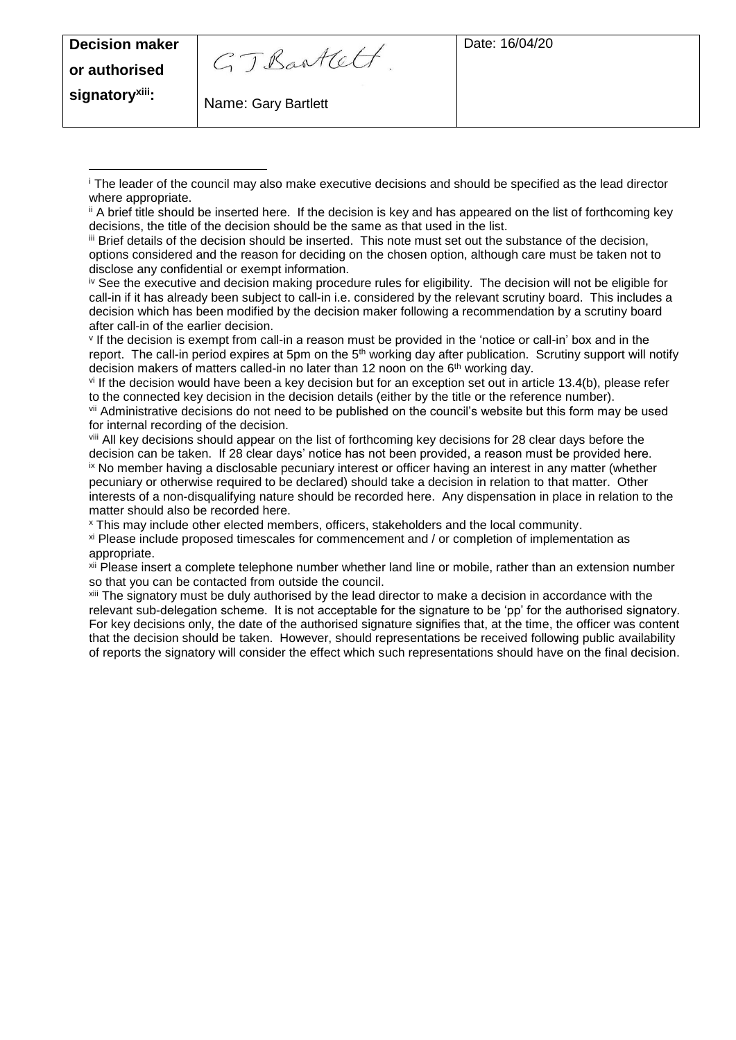| | | |
|---|---|---|
| **Decision maker or authorised signatory**[xiii]**:** | G J Bartlett<br><br>Name: Gary Bartlett | Date: 16/04/20 |

[i] The leader of the council may also make executive decisions and should be specified as the lead director where appropriate.

[ii] A brief title should be inserted here. If the decision is key and has appeared on the list of forthcoming key decisions, the title of the decision should be the same as that used in the list.

[iii] Brief details of the decision should be inserted. This note must set out the substance of the decision, options considered and the reason for deciding on the chosen option, although care must be taken not to disclose any confidential or exempt information.

[iv] See the executive and decision making procedure rules for eligibility. The decision will not be eligible for call-in if it has already been subject to call-in i.e. considered by the relevant scrutiny board. This includes a decision which has been modified by the decision maker following a recommendation by a scrutiny board after call-in of the earlier decision.

[v] If the decision is exempt from call-in a reason must be provided in the 'notice or call-in' box and in the report. The call-in period expires at 5pm on the 5th working day after publication. Scrutiny support will notify decision makers of matters called-in no later than 12 noon on the 6th working day.

[vi] If the decision would have been a key decision but for an exception set out in article 13.4(b), please refer to the connected key decision in the decision details (either by the title or the reference number).

[vii] Administrative decisions do not need to be published on the council's website but this form may be used for internal recording of the decision.

[viii] All key decisions should appear on the list of forthcoming key decisions for 28 clear days before the decision can be taken. If 28 clear days' notice has not been provided, a reason must be provided here.

[ix] No member having a disclosable pecuniary interest or officer having an interest in any matter (whether pecuniary or otherwise required to be declared) should take a decision in relation to that matter. Other interests of a non-disqualifying nature should be recorded here. Any dispensation in place in relation to the matter should also be recorded here.

[x] This may include other elected members, officers, stakeholders and the local community.

[xi] Please include proposed timescales for commencement and / or completion of implementation as appropriate.

[xii] Please insert a complete telephone number whether land line or mobile, rather than an extension number so that you can be contacted from outside the council.

[xiii] The signatory must be duly authorised by the lead director to make a decision in accordance with the relevant sub-delegation scheme. It is not acceptable for the signature to be 'pp' for the authorised signatory. For key decisions only, the date of the authorised signature signifies that, at the time, the officer was content that the decision should be taken. However, should representations be received following public availability of reports the signatory will consider the effect which such representations should have on the final decision.